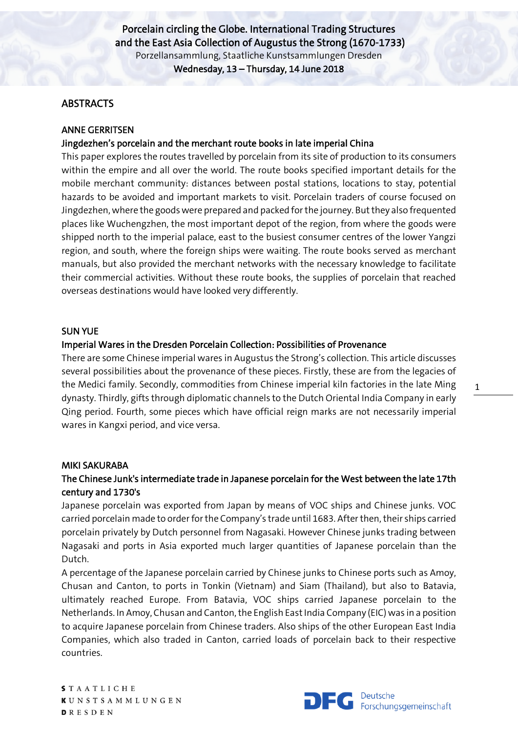Porcelain circling the Globe. International Trading Structures and the East Asia Collection of Augustus the Strong (1670-1733)

Porzellansammlung, Staatliche Kunstsammlungen Dresden

**Wednesday, 13 – Thursday, 14 June 2018**

# ABSTRACTS

## ANNE GERRITSEN

### Jingdezhen's porcelain and the merchant route books in late imperial China

This paper explores the routes travelled by porcelain from its site of production to its consumers within the empire and all over the world. The route books specified important details for the mobile merchant community: distances between postal stations, locations to stay, potential hazards to be avoided and important markets to visit. Porcelain traders of course focused on Jingdezhen, where the goods were prepared and packed for the journey. But they also frequented places like Wuchengzhen, the most important depot of the region, from where the goods were shipped north to the imperial palace, east to the busiest consumer centres of the lower Yangzi region, and south, where the foreign ships were waiting. The route books served as merchant manuals, but also provided the merchant networks with the necessary knowledge to facilitate their commercial activities. Without these route books, the supplies of porcelain that reached overseas destinations would have looked very differently.

## SUN YUE

### Imperial Wares in the Dresden Porcelain Collection: Possibilities of Provenance

There are some Chinese imperial wares in Augustus the Strong's collection. This article discusses several possibilities about the provenance of these pieces. Firstly, these are from the legacies of the Medici family. Secondly, commodities from Chinese imperial kiln factories in the late Ming dynasty. Thirdly, gifts through diplomatic channels to the Dutch Oriental India Company in early Qing period. Fourth, some pieces which have official reign marks are not necessarily imperial wares in Kangxi period, and vice versa.

## MIKI SAKURABA

### The Chinese Junk's intermediate trade in Japanese porcelain for the West between the late 17th century and 1730's

Japanese porcelain was exported from Japan by means of VOC ships and Chinese junks. VOC carried porcelain made to order for the Company's trade until 1683. After then, their ships carried porcelain privately by Dutch personnel from Nagasaki. However Chinese junks trading between Nagasaki and ports in Asia exported much larger quantities of Japanese porcelain than the Dutch.

A percentage of the Japanese porcelain carried by Chinese junks to Chinese ports such as Amoy, Chusan and Canton, to ports in Tonkin (Vietnam) and Siam (Thailand), but also to Batavia, ultimately reached Europe. From Batavia, VOC ships carried Japanese porcelain to the Netherlands. In Amoy, Chusan and Canton, the English East India Company (EIC) was in a position to acquire Japanese porcelain from Chinese traders. Also ships of the other European East India Companies, which also traded in Canton, carried loads of porcelain back to their respective countries.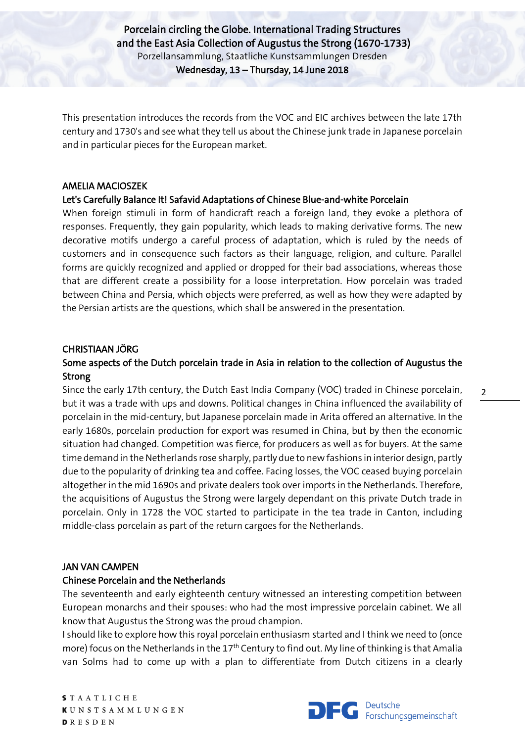This presentation introduces the records from the VOC and EIC archives between the late 17th century and 1730's and see what they tell us about the Chinese junk trade in Japanese porcelain and in particular pieces for the European market.

### AMELIA MACIOSZEK

### Let's Carefully Balance It! Safavid Adaptations of Chinese Blue-and-white Porcelain

When foreign stimuli in form of handicraft reach a foreign land, they evoke a plethora of responses. Frequently, they gain popularity, which leads to making derivative forms. The new decorative motifs undergo a careful process of adaptation, which is ruled by the needs of customers and in consequence such factors as their language, religion, and culture. Parallel forms are quickly recognized and applied or dropped for their bad associations, whereas those that are different create a possibility for a loose interpretation. How porcelain was traded between China and Persia, which objects were preferred, as well as how they were adapted by the Persian artists are the questions, which shall be answered in the presentation.

### CHRISTIAAN JÖRG

### Some aspects of the Dutch porcelain trade in Asia in relation to the collection of Augustus the Strong

Since the early 17th century, the Dutch East India Company (VOC) traded in Chinese porcelain, but it was a trade with ups and downs. Political changes in China influenced the availability of porcelain in the mid-century, but Japanese porcelain made in Arita offered an alternative. In the early 1680s, porcelain production for export was resumed in China, but by then the economic situation had changed. Competition was fierce, for producers as well as for buyers. At the same time demand in the Netherlands rose sharply, partly due to new fashions in interior design, partly due to the popularity of drinking tea and coffee. Facing losses, the VOC ceased buying porcelain altogether in the mid 1690s and private dealers took over imports in the Netherlands. Therefore, the acquisitions of Augustus the Strong were largely dependant on this private Dutch trade in porcelain. Only in 1728 the VOC started to participate in the tea trade in Canton, including middle-class porcelain as part of the return cargoes for the Netherlands.

### JAN VAN CAMPEN

### Chinese Porcelain and the Netherlands

The seventeenth and early eighteenth century witnessed an interesting competition between European monarchs and their spouses: who had the most impressive porcelain cabinet. We all know that Augustus the Strong was the proud champion.

I should like to explore how this royal porcelain enthusiasm started and I think we need to (once more) focus on the Netherlands in the 17th Century to find out. My line of thinking is that Amalia van Solms had to come up with a plan to differentiate from Dutch citizens in a clearly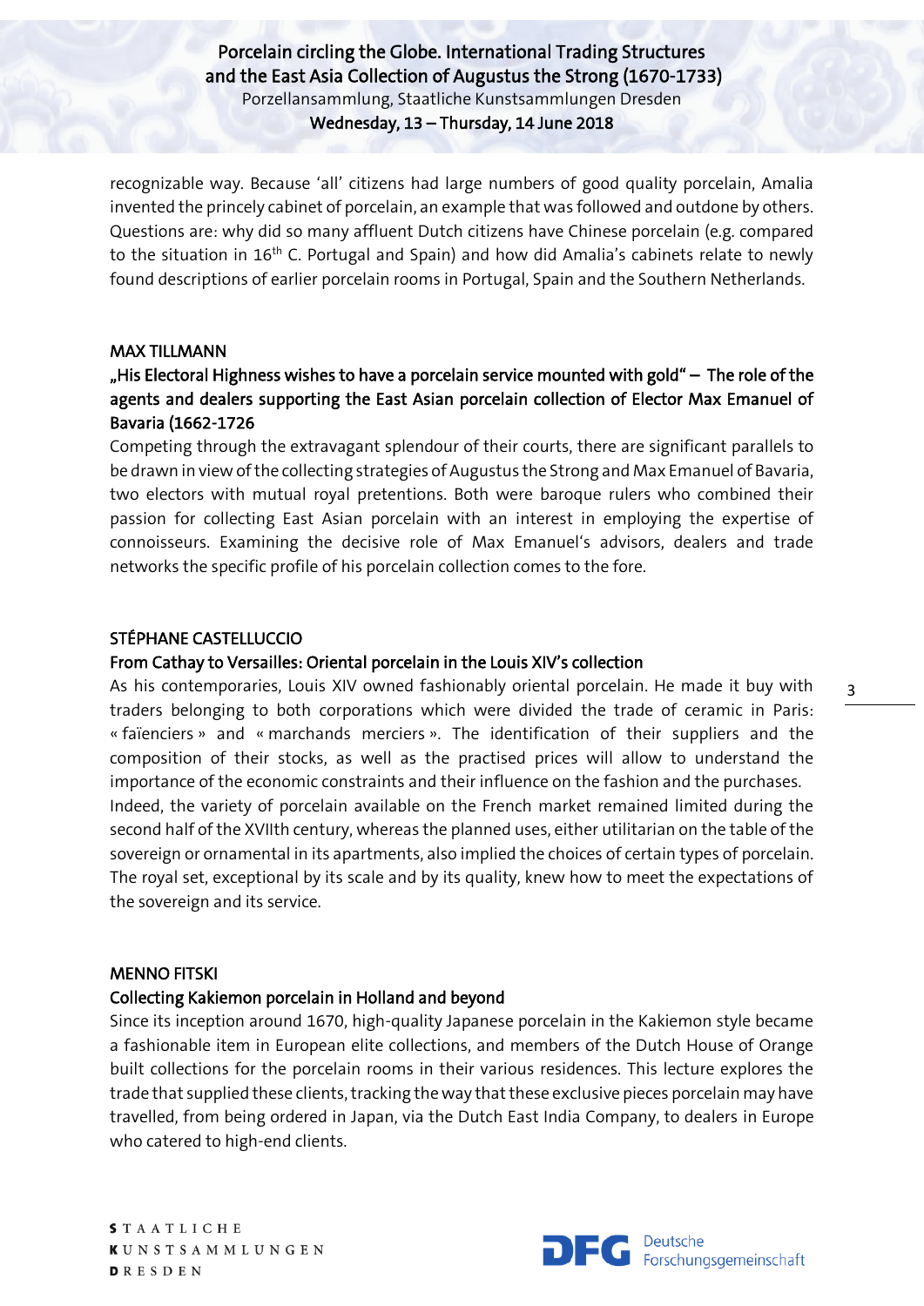recognizable way. Because 'all' citizens had large numbers of good quality porcelain, Amalia invented the princely cabinet of porcelain, an example that was followed and outdone by others. Questions are: why did so many affluent Dutch citizens have Chinese porcelain (e.g. compared to the situation in 16th C. Portugal and Spain) and how did Amalia's cabinets relate to newly found descriptions of earlier porcelain rooms in Portugal, Spain and the Southern Netherlands.

**MAX TILLMANN**

**„His Electoral Highness wishes to have a porcelain service mounted with gold" – The role of the agents and dealers supporting the East Asian porcelain collection of Elector Max Emanuel of Bavaria (1662-1726**

Competing through the extravagant splendour of their courts, there are significant parallels to be drawn in view of the collecting strategies of Augustus the Strong and Max Emanuel of Bavaria, two electors with mutual royal pretentions. Both were baroque rulers who combined their passion for collecting East Asian porcelain with an interest in employing the expertise of connoisseurs. Examining the decisive role of Max Emanuel's advisors, dealers and trade networks the specific profile of his porcelain collection comes to the fore.

**STÉPHANE CASTELLUCCIO**

**From Cathay to Versailles: Oriental porcelain in the Louis XIV's collection**

As his contemporaries, Louis XIV owned fashionably oriental porcelain. He made it buy with traders belonging to both corporations which were divided the trade of ceramic in Paris: « faïenciers » and « marchands merciers ». The identification of their suppliers and the composition of their stocks, as well as the practised prices will allow to understand the importance of the economic constraints and their influence on the fashion and the purchases.
Indeed, the variety of porcelain available on the French market remained limited during the second half of the XVIIth century, whereas the planned uses, either utilitarian on the table of the sovereign or ornamental in its apartments, also implied the choices of certain types of porcelain. The royal set, exceptional by its scale and by its quality, knew how to meet the expectations of the sovereign and its service.

**MENNO FITSKI**

**Collecting Kakiemon porcelain in Holland and beyond**

Since its inception around 1670, high-quality Japanese porcelain in the Kakiemon style became a fashionable item in European elite collections, and members of the Dutch House of Orange built collections for the porcelain rooms in their various residences. This lecture explores the trade that supplied these clients, tracking the way that these exclusive pieces porcelain may have travelled, from being ordered in Japan, via the Dutch East India Company, to dealers in Europe who catered to high-end clients.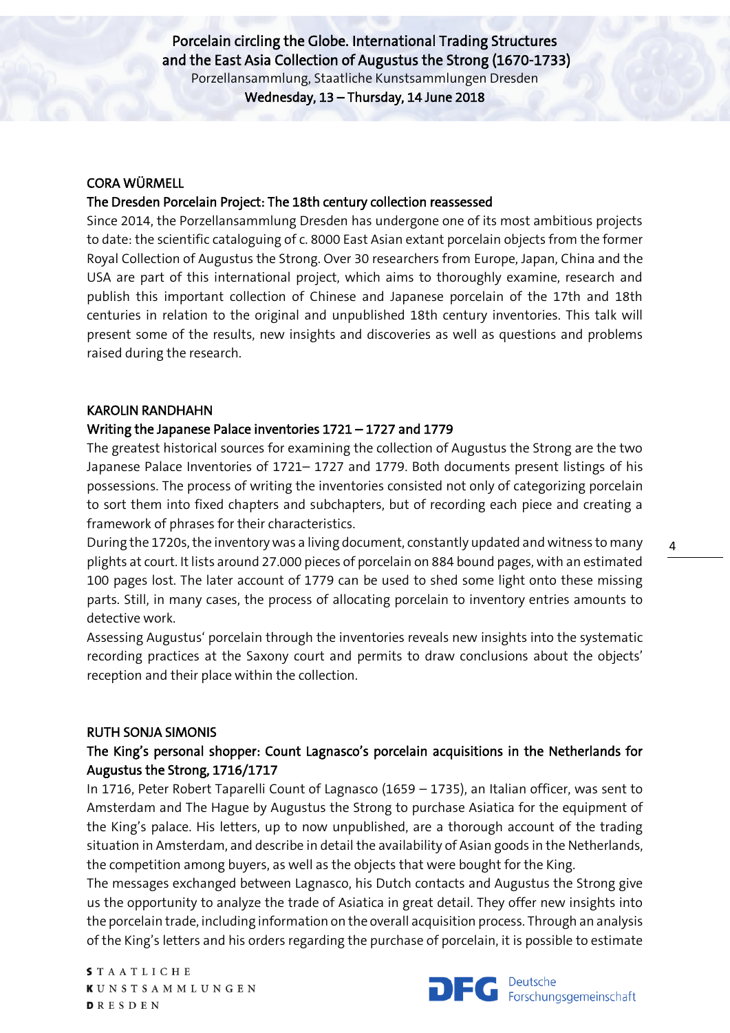### CORA WÜRMELL

**The Dresden Porcelain Project: The 18th century collection reassessed**

Since 2014, the Porzellansammlung Dresden has undergone one of its most ambitious projects to date: the scientific cataloguing of c. 8000 East Asian extant porcelain objects from the former Royal Collection of Augustus the Strong. Over 30 researchers from Europe, Japan, China and the USA are part of this international project, which aims to thoroughly examine, research and publish this important collection of Chinese and Japanese porcelain of the 17th and 18th centuries in relation to the original and unpublished 18th century inventories. This talk will present some of the results, new insights and discoveries as well as questions and problems raised during the research.

### KAROLIN RANDHAHN

**Writing the Japanese Palace inventories 1721 – 1727 and 1779**

The greatest historical sources for examining the collection of Augustus the Strong are the two Japanese Palace Inventories of 1721– 1727 and 1779. Both documents present listings of his possessions. The process of writing the inventories consisted not only of categorizing porcelain to sort them into fixed chapters and subchapters, but of recording each piece and creating a framework of phrases for their characteristics.

During the 1720s, the inventory was a living document, constantly updated and witness to many plights at court. It lists around 27.000 pieces of porcelain on 884 bound pages, with an estimated 100 pages lost. The later account of 1779 can be used to shed some light onto these missing parts. Still, in many cases, the process of allocating porcelain to inventory entries amounts to detective work.

Assessing Augustus' porcelain through the inventories reveals new insights into the systematic recording practices at the Saxony court and permits to draw conclusions about the objects' reception and their place within the collection.

### RUTH SONJA SIMONIS

**The King's personal shopper: Count Lagnasco's porcelain acquisitions in the Netherlands for Augustus the Strong, 1716/1717**

In 1716, Peter Robert Taparelli Count of Lagnasco (1659 – 1735), an Italian officer, was sent to Amsterdam and The Hague by Augustus the Strong to purchase Asiatica for the equipment of the King's palace. His letters, up to now unpublished, are a thorough account of the trading situation in Amsterdam, and describe in detail the availability of Asian goods in the Netherlands, the competition among buyers, as well as the objects that were bought for the King.

The messages exchanged between Lagnasco, his Dutch contacts and Augustus the Strong give us the opportunity to analyze the trade of Asiatica in great detail. They offer new insights into the porcelain trade, including information on the overall acquisition process. Through an analysis of the King's letters and his orders regarding the purchase of porcelain, it is possible to estimate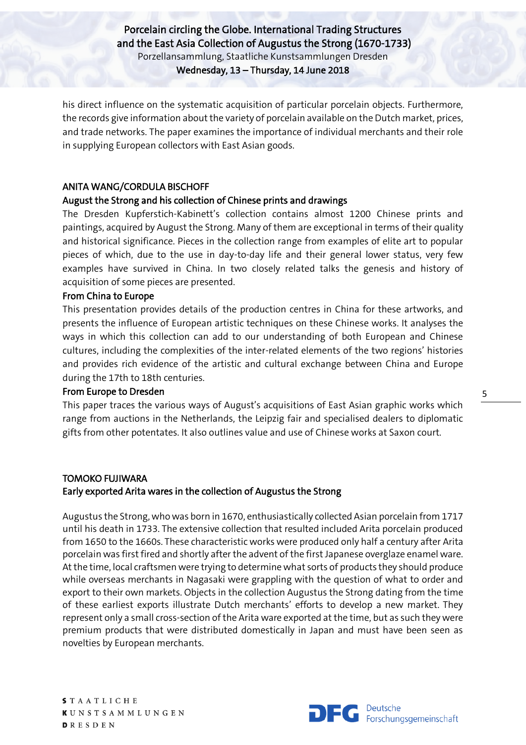his direct influence on the systematic acquisition of particular porcelain objects. Furthermore, the records give information about the variety of porcelain available on the Dutch market, prices, and trade networks. The paper examines the importance of individual merchants and their role in supplying European collectors with East Asian goods.

## ANITA WANG/CORDULA BISCHOFF

### August the Strong and his collection of Chinese prints and drawings

The Dresden Kupferstich-Kabinett's collection contains almost 1200 Chinese prints and paintings, acquired by August the Strong. Many of them are exceptional in terms of their quality and historical significance. Pieces in the collection range from examples of elite art to popular pieces of which, due to the use in day-to-day life and their general lower status, very few examples have survived in China. In two closely related talks the genesis and history of acquisition of some pieces are presented.

#### From China to Europe

This presentation provides details of the production centres in China for these artworks, and presents the influence of European artistic techniques on these Chinese works. It analyses the ways in which this collection can add to our understanding of both European and Chinese cultures, including the complexities of the inter-related elements of the two regions' histories and provides rich evidence of the artistic and cultural exchange between China and Europe during the 17th to 18th centuries.

#### From Europe to Dresden

This paper traces the various ways of August's acquisitions of East Asian graphic works which range from auctions in the Netherlands, the Leipzig fair and specialised dealers to diplomatic gifts from other potentates. It also outlines value and use of Chinese works at Saxon court.

## TOMOKO FUJIWARA

### Early exported Arita wares in the collection of Augustus the Strong

Augustus the Strong, who was born in 1670, enthusiastically collected Asian porcelain from 1717 until his death in 1733. The extensive collection that resulted included Arita porcelain produced from 1650 to the 1660s. These characteristic works were produced only half a century after Arita porcelain was first fired and shortly after the advent of the first Japanese overglaze enamel ware. At the time, local craftsmen were trying to determine what sorts of products they should produce while overseas merchants in Nagasaki were grappling with the question of what to order and export to their own markets. Objects in the collection Augustus the Strong dating from the time of these earliest exports illustrate Dutch merchants' efforts to develop a new market. They represent only a small cross-section of the Arita ware exported at the time, but as such they were premium products that were distributed domestically in Japan and must have been seen as novelties by European merchants.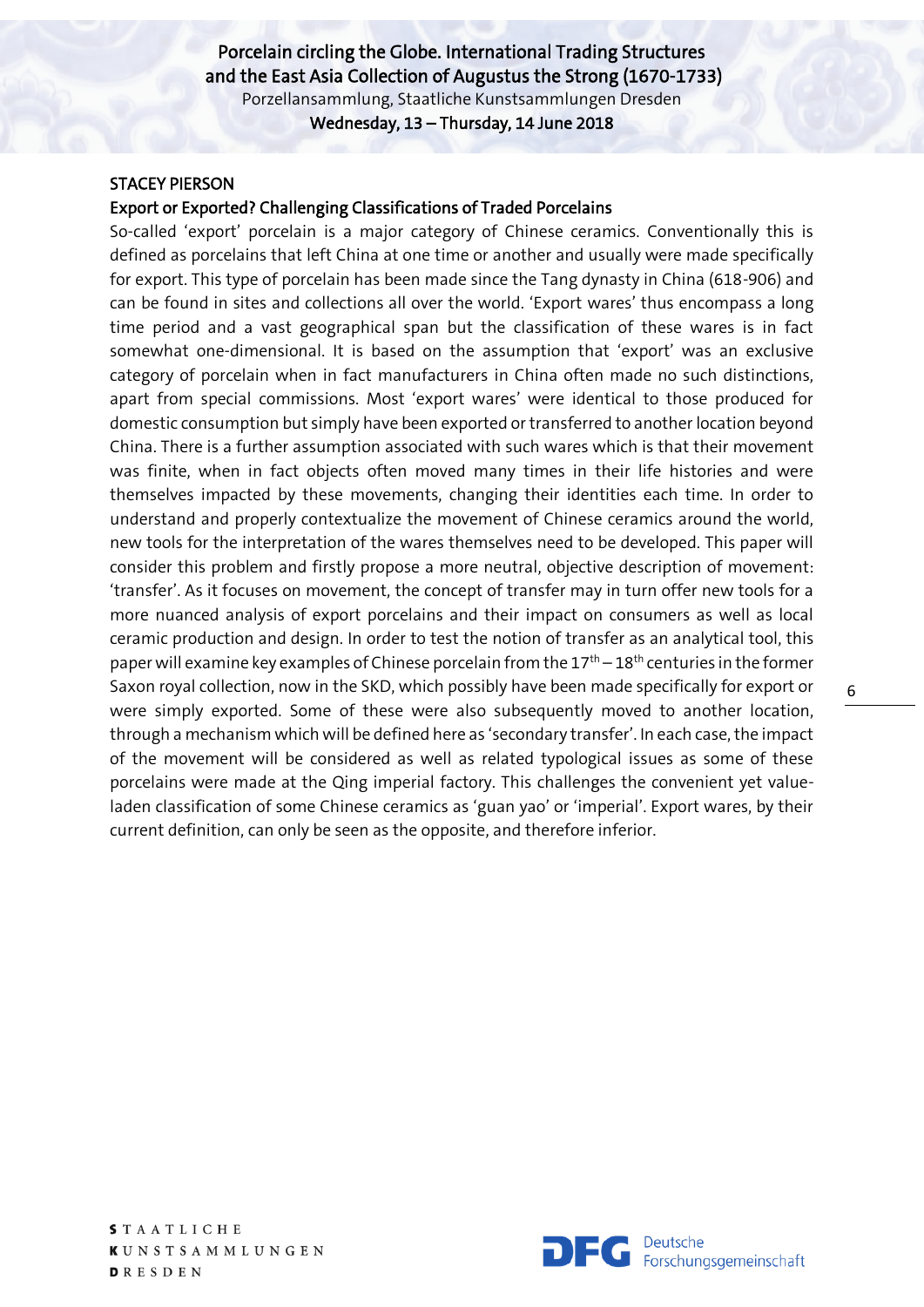## STACEY PIERSON

### Export or Exported? Challenging Classifications of Traded Porcelains

So-called 'export' porcelain is a major category of Chinese ceramics. Conventionally this is defined as porcelains that left China at one time or another and usually were made specifically for export. This type of porcelain has been made since the Tang dynasty in China (618-906) and can be found in sites and collections all over the world. 'Export wares' thus encompass a long time period and a vast geographical span but the classification of these wares is in fact somewhat one-dimensional. It is based on the assumption that 'export' was an exclusive category of porcelain when in fact manufacturers in China often made no such distinctions, apart from special commissions. Most 'export wares' were identical to those produced for domestic consumption but simply have been exported or transferred to another location beyond China. There is a further assumption associated with such wares which is that their movement was finite, when in fact objects often moved many times in their life histories and were themselves impacted by these movements, changing their identities each time. In order to understand and properly contextualize the movement of Chinese ceramics around the world, new tools for the interpretation of the wares themselves need to be developed. This paper will consider this problem and firstly propose a more neutral, objective description of movement: 'transfer'. As it focuses on movement, the concept of transfer may in turn offer new tools for a more nuanced analysis of export porcelains and their impact on consumers as well as local ceramic production and design. In order to test the notion of transfer as an analytical tool, this paper will examine key examples of Chinese porcelain from the 17th – 18th centuries in the former Saxon royal collection, now in the SKD, which possibly have been made specifically for export or were simply exported. Some of these were also subsequently moved to another location, through a mechanism which will be defined here as 'secondary transfer'. In each case, the impact of the movement will be considered as well as related typological issues as some of these porcelains were made at the Qing imperial factory. This challenges the convenient yet value-laden classification of some Chinese ceramics as 'guan yao' or 'imperial'. Export wares, by their current definition, can only be seen as the opposite, and therefore inferior.